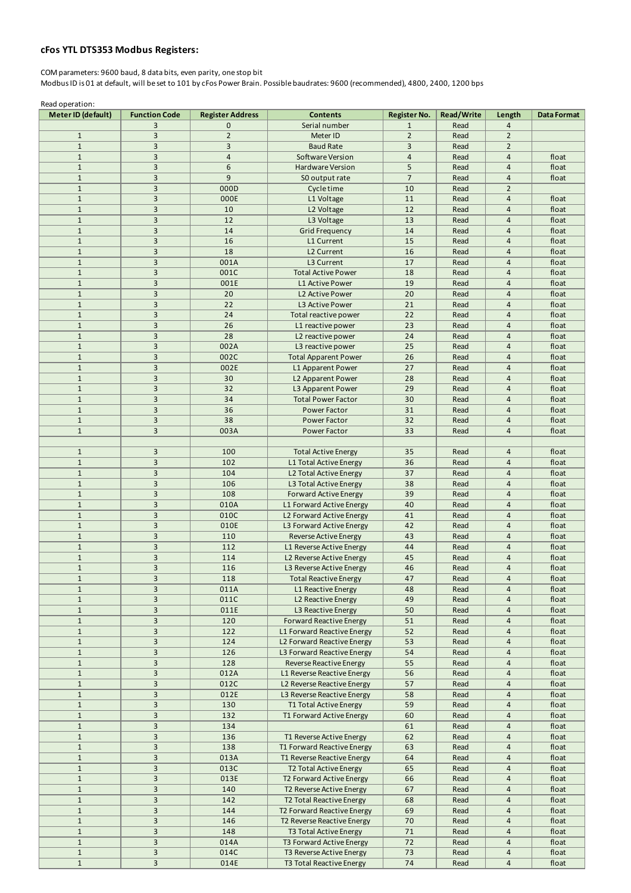## cFos YTL DTS353 Modbus Registers:

COM parameters: 9600 baud, 8 data bits, even parity, one stop bit
Modbus ID is 01 at default, will be set to 101 by cFos Power Brain. Possible baudrates: 9600 (recommended), 4800, 2400, 1200 bps

Read operation:

| Meter ID (default) | Function Code | Register Address | Contents | Register No. | Read/Write | Length | Data Format |
|---|---|---|---|---|---|---|---|
| | 3 | 0 | Serial number | 1 | Read | 4 | |
| 1 | 3 | 2 | Meter ID | 2 | Read | 2 | |
| 1 | 3 | 3 | Baud Rate | 3 | Read | 2 | |
| 1 | 3 | 4 | Software Version | 4 | Read | 4 | float |
| 1 | 3 | 6 | Hardware Version | 5 | Read | 4 | float |
| 1 | 3 | 9 | S0 output rate | 7 | Read | 4 | float |
| 1 | 3 | 000D | Cycle time | 10 | Read | 2 | |
| 1 | 3 | 000E | L1 Voltage | 11 | Read | 4 | float |
| 1 | 3 | 10 | L2 Voltage | 12 | Read | 4 | float |
| 1 | 3 | 12 | L3 Voltage | 13 | Read | 4 | float |
| 1 | 3 | 14 | Grid Frequency | 14 | Read | 4 | float |
| 1 | 3 | 16 | L1 Current | 15 | Read | 4 | float |
| 1 | 3 | 18 | L2 Current | 16 | Read | 4 | float |
| 1 | 3 | 001A | L3 Current | 17 | Read | 4 | float |
| 1 | 3 | 001C | Total Active Power | 18 | Read | 4 | float |
| 1 | 3 | 001E | L1 Active Power | 19 | Read | 4 | float |
| 1 | 3 | 20 | L2 Active Power | 20 | Read | 4 | float |
| 1 | 3 | 22 | L3 Active Power | 21 | Read | 4 | float |
| 1 | 3 | 24 | Total reactive power | 22 | Read | 4 | float |
| 1 | 3 | 26 | L1 reactive power | 23 | Read | 4 | float |
| 1 | 3 | 28 | L2 reactive power | 24 | Read | 4 | float |
| 1 | 3 | 002A | L3 reactive power | 25 | Read | 4 | float |
| 1 | 3 | 002C | Total Apparent Power | 26 | Read | 4 | float |
| 1 | 3 | 002E | L1 Apparent Power | 27 | Read | 4 | float |
| 1 | 3 | 30 | L2 Apparent Power | 28 | Read | 4 | float |
| 1 | 3 | 32 | L3 Apparent Power | 29 | Read | 4 | float |
| 1 | 3 | 34 | Total Power Factor | 30 | Read | 4 | float |
| 1 | 3 | 36 | Power Factor | 31 | Read | 4 | float |
| 1 | 3 | 38 | Power Factor | 32 | Read | 4 | float |
| 1 | 3 | 003A | Power Factor | 33 | Read | 4 | float |
| | | | | | | | |
| 1 | 3 | 100 | Total Active Energy | 35 | Read | 4 | float |
| 1 | 3 | 102 | L1 Total Active Energy | 36 | Read | 4 | float |
| 1 | 3 | 104 | L2 Total Active Energy | 37 | Read | 4 | float |
| 1 | 3 | 106 | L3 Total Active Energy | 38 | Read | 4 | float |
| 1 | 3 | 108 | Forward Active Energy | 39 | Read | 4 | float |
| 1 | 3 | 010A | L1 Forward Active Energy | 40 | Read | 4 | float |
| 1 | 3 | 010C | L2 Forward Active Energy | 41 | Read | 4 | float |
| 1 | 3 | 010E | L3 Forward Active Energy | 42 | Read | 4 | float |
| 1 | 3 | 110 | Reverse Active Energy | 43 | Read | 4 | float |
| 1 | 3 | 112 | L1 Reverse Active Energy | 44 | Read | 4 | float |
| 1 | 3 | 114 | L2 Reverse Active Energy | 45 | Read | 4 | float |
| 1 | 3 | 116 | L3 Reverse Active Energy | 46 | Read | 4 | float |
| 1 | 3 | 118 | Total Reactive Energy | 47 | Read | 4 | float |
| 1 | 3 | 011A | L1 Reactive Energy | 48 | Read | 4 | float |
| 1 | 3 | 011C | L2 Reactive Energy | 49 | Read | 4 | float |
| 1 | 3 | 011E | L3 Reactive Energy | 50 | Read | 4 | float |
| 1 | 3 | 120 | Forward Reactive Energy | 51 | Read | 4 | float |
| 1 | 3 | 122 | L1 Forward Reactive Energy | 52 | Read | 4 | float |
| 1 | 3 | 124 | L2 Forward Reactive Energy | 53 | Read | 4 | float |
| 1 | 3 | 126 | L3 Forward Reactive Energy | 54 | Read | 4 | float |
| 1 | 3 | 128 | Reverse Reactive Energy | 55 | Read | 4 | float |
| 1 | 3 | 012A | L1 Reverse Reactive Energy | 56 | Read | 4 | float |
| 1 | 3 | 012C | L2 Reverse Reactive Energy | 57 | Read | 4 | float |
| 1 | 3 | 012E | L3 Reverse Reactive Energy | 58 | Read | 4 | float |
| 1 | 3 | 130 | T1 Total Active Energy | 59 | Read | 4 | float |
| 1 | 3 | 132 | T1 Forward Active Energy | 60 | Read | 4 | float |
| 1 | 3 | 134 | | 61 | Read | 4 | float |
| 1 | 3 | 136 | T1 Reverse Active Energy | 62 | Read | 4 | float |
| 1 | 3 | 138 | T1 Forward Reactive Energy | 63 | Read | 4 | float |
| 1 | 3 | 013A | T1 Reverse Reactive Energy | 64 | Read | 4 | float |
| 1 | 3 | 013C | T2 Total Active Energy | 65 | Read | 4 | float |
| 1 | 3 | 013E | T2 Forward Active Energy | 66 | Read | 4 | float |
| 1 | 3 | 140 | T2 Reverse Active Energy | 67 | Read | 4 | float |
| 1 | 3 | 142 | T2 Total Reactive Energy | 68 | Read | 4 | float |
| 1 | 3 | 144 | T2 Forward Reactive Energy | 69 | Read | 4 | float |
| 1 | 3 | 146 | T2 Reverse Reactive Energy | 70 | Read | 4 | float |
| 1 | 3 | 148 | T3 Total Active Energy | 71 | Read | 4 | float |
| 1 | 3 | 014A | T3 Forward Active Energy | 72 | Read | 4 | float |
| 1 | 3 | 014C | T3 Reverse Active Energy | 73 | Read | 4 | float |
| 1 | 3 | 014E | T3 Total Reactive Energy | 74 | Read | 4 | float |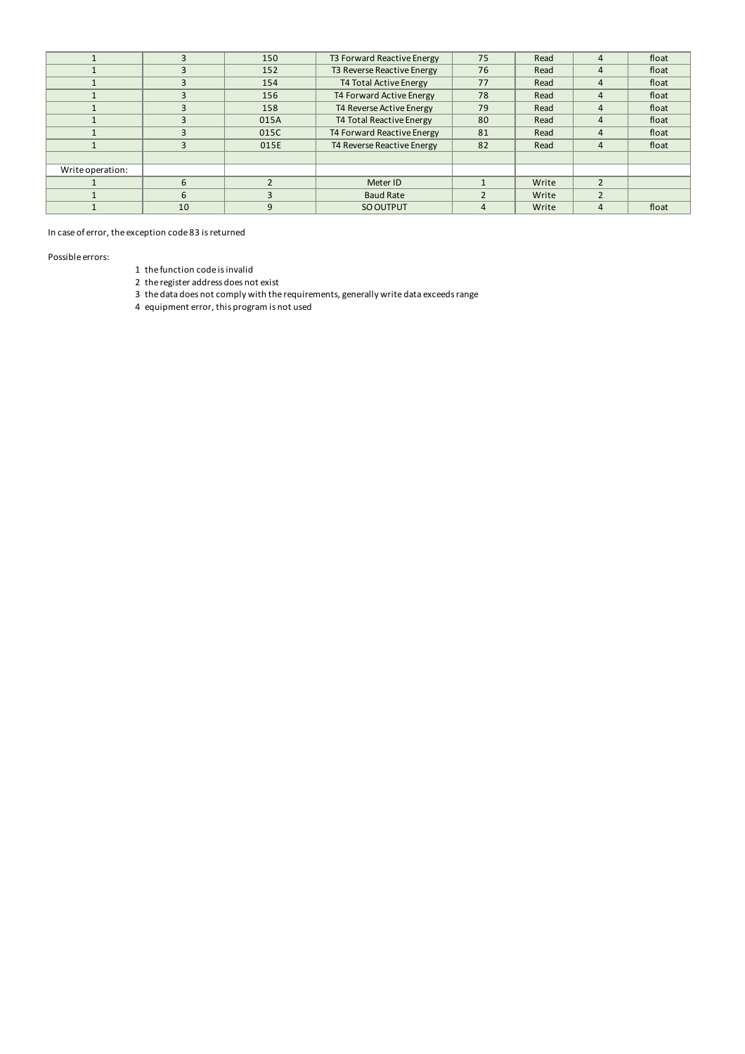| | | | | | | | |
|---|---|---|---|---|---|---|---|
| 1 | 3 | 150 | T3 Forward Reactive Energy | 75 | Read | 4 | float |
| 1 | 3 | 152 | T3 Reverse Reactive Energy | 76 | Read | 4 | float |
| 1 | 3 | 154 | T4 Total Active Energy | 77 | Read | 4 | float |
| 1 | 3 | 156 | T4 Forward Active Energy | 78 | Read | 4 | float |
| 1 | 3 | 158 | T4 Reverse Active Energy | 79 | Read | 4 | float |
| 1 | 3 | 015A | T4 Total Reactive Energy | 80 | Read | 4 | float |
| 1 | 3 | 015C | T4 Forward Reactive Energy | 81 | Read | 4 | float |
| 1 | 3 | 015E | T4 Reverse Reactive Energy | 82 | Read | 4 | float |
| | | | | | | | |
| Write operation: | | | | | | | |
| 1 | 6 | 2 | Meter ID | 1 | Write | 2 | |
| 1 | 6 | 3 | Baud Rate | 2 | Write | 2 | |
| 1 | 10 | 9 | SO OUTPUT | 4 | Write | 4 | float |

In case of error, the exception code 83 is returned

Possible errors:

1 the function code is invalid
2 the register address does not exist
3 the data does not comply with the requirements, generally write data exceeds range
4 equipment error, this program is not used